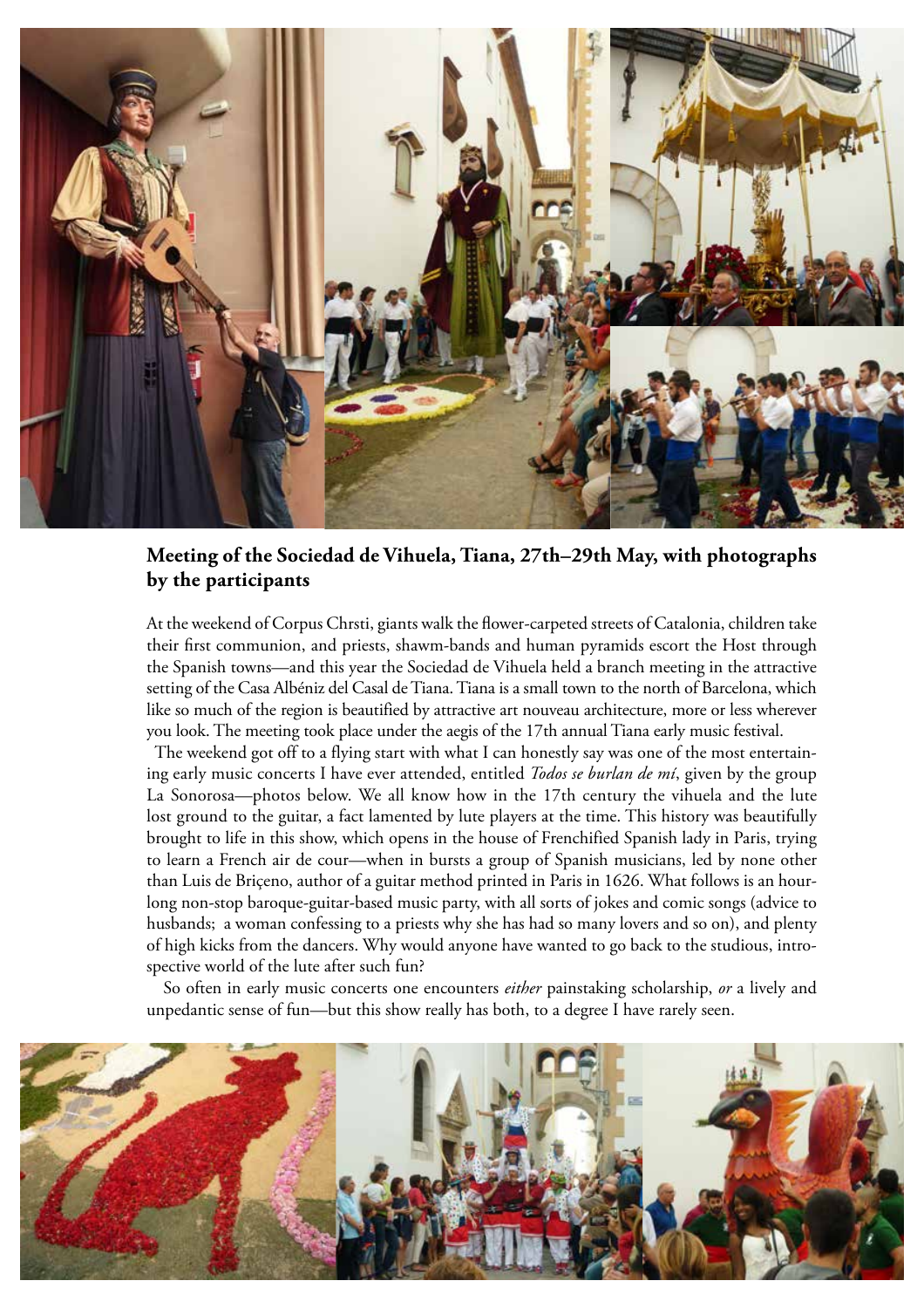## Meeting of the Sociedad de Vihuela, Tiana, 27th–29th May, with photographs by the participants

At the weekend of Corpus Chrsti, giants walk the flower-carpeted streets of Catalonia, children take their first communion, and priests, shawm-bands and human pyramids escort the Host through the Spanish towns—and this year the Sociedad de Vihuela held a branch meeting in the attractive setting of the Casa Albéniz del Casal de Tiana. Tiana is a small town to the north of Barcelona, which like so much of the region is beautified by attractive art nouveau architecture, more or less wherever you look. The meeting took place under the aegis of the 17th annual Tiana early music festival.

The weekend got off to a flying start with what I can honestly say was one of the most entertaining early music concerts I have ever attended, entitled *Todos se burlan de mí*, given by the group La Sonorosa—photos below. We all know how in the 17th century the vihuela and the lute lost ground to the guitar, a fact lamented by lute players at the time. This history was beautifully brought to life in this show, which opens in the house of Frenchified Spanish lady in Paris, trying to learn a French air de cour—when in bursts a group of Spanish musicians, led by none other than Luis de Briçeno, author of a guitar method printed in Paris in 1626. What follows is an hour-long non-stop baroque-guitar-based music party, with all sorts of jokes and comic songs (advice to husbands; a woman confessing to a priests why she has had so many lovers and so on), and plenty of high kicks from the dancers. Why would anyone have wanted to go back to the studious, introspective world of the lute after such fun?

So often in early music concerts one encounters *either* painstaking scholarship, *or* a lively and unpedantic sense of fun—but this show really has both, to a degree I have rarely seen.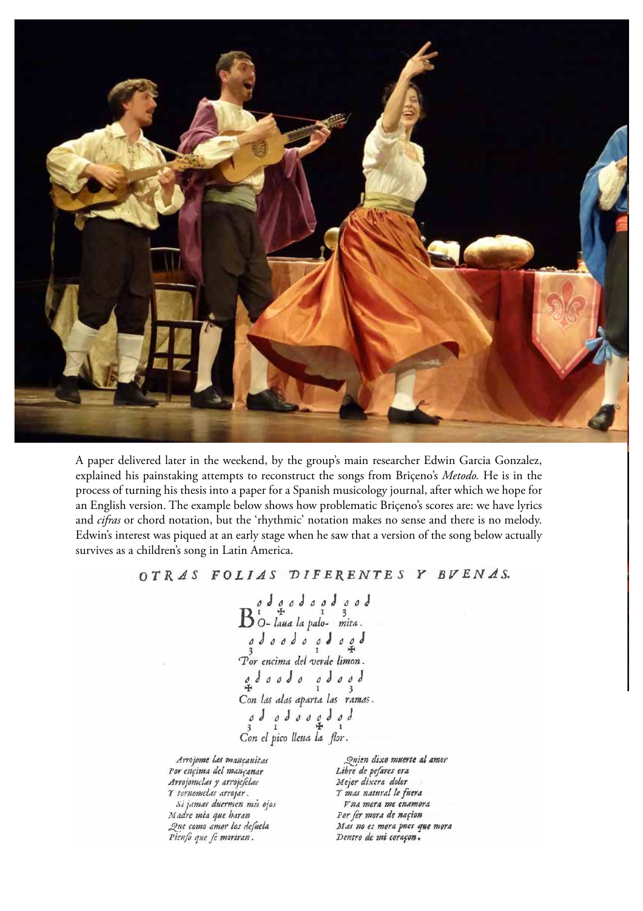A paper delivered later in the weekend, by the group's main researcher Edwin Garcia Gonzalez, explained his painstaking attempts to reconstruct the songs from Briçeno's *Metodo.* He is in the process of turning his thesis into a paper for a Spanish musicology journal, after which we hope for an English version. The example below shows how problematic Briçeno's scores are: we have lyrics and *cifras* or chord notation, but the 'rhythmic' notation makes no sense and there is no melody. Edwin's interest was piqued at an early stage when he saw that a version of the song below actually survives as a children's song in Latin America.

OTRAS FOLIAS DIFERENTES Y BVENAS.

Bo-laua la palo- mita.
Por encima del verde limon.
Con las alas aparta las ramas.
Con el pico lleua la flor.

*Arrojome las mançanitas*
*Por ençima del mançanar*
*Arrojomelas y arrojeselas*
*Y tornomelas arrojar.*
*Si jamas duermen mis ojos*
*Madre mia que haran*
*Que como amor los desuela*
*Pienso que se moriran.*

*Quien dixo muerte al amor*
*Libre de pesares era*
*Mejor dixera dolor*
*Y mas natural le fuera*
*Vna mora me enamora*
*Por ser mora de naçion*
*Mas no es mora pues que mora*
*Dentro de mi coraçon.*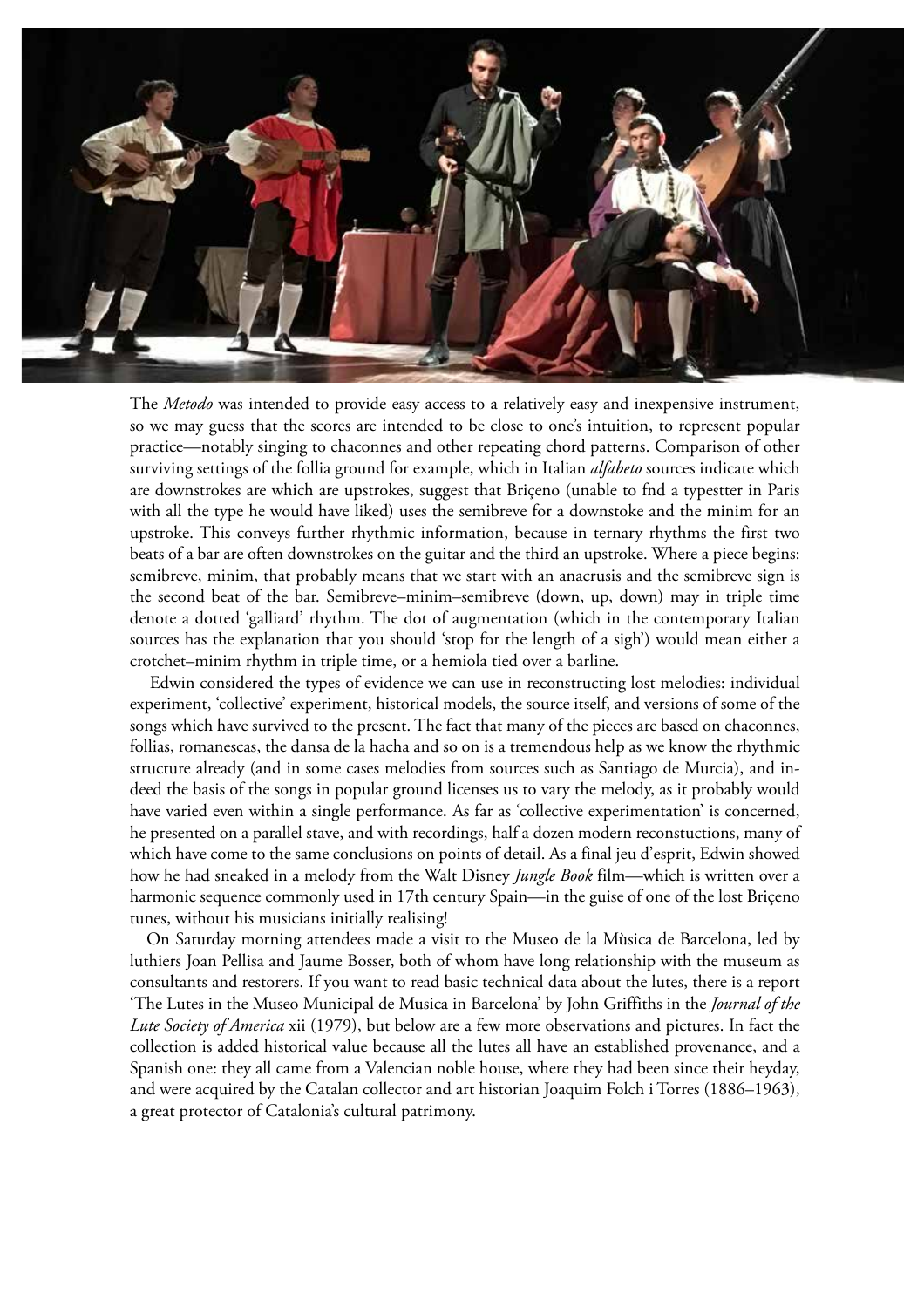The *Metodo* was intended to provide easy access to a relatively easy and inexpensive instrument, so we may guess that the scores are intended to be close to one's intuition, to represent popular practice—notably singing to chaconnes and other repeating chord patterns. Comparison of other surviving settings of the follia ground for example, which in Italian *alfabeto* sources indicate which are downstrokes are which are upstrokes, suggest that Briçeno (unable to fnd a typestter in Paris with all the type he would have liked) uses the semibreve for a downstoke and the minim for an upstroke. This conveys further rhythmic information, because in ternary rhythms the first two beats of a bar are often downstrokes on the guitar and the third an upstroke. Where a piece begins: semibreve, minim, that probably means that we start with an anacrusis and the semibreve sign is the second beat of the bar. Semibreve–minim–semibreve (down, up, down) may in triple time denote a dotted 'galliard' rhythm. The dot of augmentation (which in the contemporary Italian sources has the explanation that you should 'stop for the length of a sigh') would mean either a crotchet–minim rhythm in triple time, or a hemiola tied over a barline.

Edwin considered the types of evidence we can use in reconstructing lost melodies: individual experiment, 'collective' experiment, historical models, the source itself, and versions of some of the songs which have survived to the present. The fact that many of the pieces are based on chaconnes, follias, romanescas, the dansa de la hacha and so on is a tremendous help as we know the rhythmic structure already (and in some cases melodies from sources such as Santiago de Murcia), and indeed the basis of the songs in popular ground licenses us to vary the melody, as it probably would have varied even within a single performance. As far as 'collective experimentation' is concerned, he presented on a parallel stave, and with recordings, half a dozen modern reconstuctions, many of which have come to the same conclusions on points of detail. As a final jeu d'esprit, Edwin showed how he had sneaked in a melody from the Walt Disney *Jungle Book* film—which is written over a harmonic sequence commonly used in 17th century Spain—in the guise of one of the lost Briçeno tunes, without his musicians initially realising!

On Saturday morning attendees made a visit to the Museo de la Mùsica de Barcelona, led by luthiers Joan Pellisa and Jaume Bosser, both of whom have long relationship with the museum as consultants and restorers. If you want to read basic technical data about the lutes, there is a report 'The Lutes in the Museo Municipal de Musica in Barcelona' by John Griffiths in the *Journal of the Lute Society of America* xii (1979), but below are a few more observations and pictures. In fact the collection is added historical value because all the lutes all have an established provenance, and a Spanish one: they all came from a Valencian noble house, where they had been since their heyday, and were acquired by the Catalan collector and art historian Joaquim Folch i Torres (1886–1963), a great protector of Catalonia's cultural patrimony.